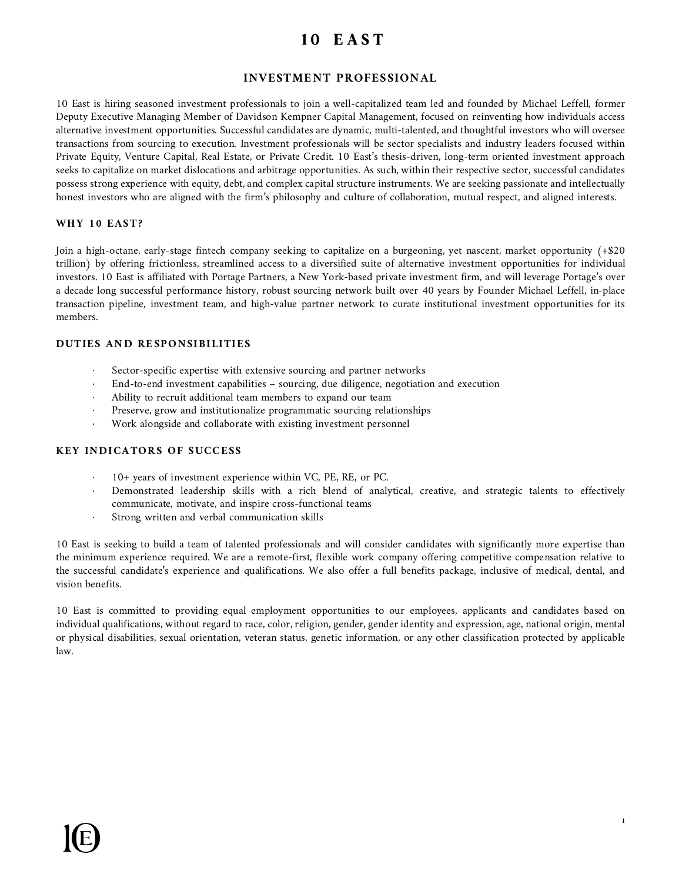# 10 EAST

## INVESTMENT PROFESSIONAL

10 East is hiring seasoned investment professionals to join a well-capitalized team led and founded by Michael Leffell, former Deputy Executive Managing Member of Davidson Kempner Capital Management, focused on reinventing how individuals access alternative investment opportunities. Successful candidates are dynamic, multi-talented, and thoughtful investors who will oversee transactions from sourcing to execution. Investment professionals will be sector specialists and industry leaders focused within Private Equity, Venture Capital, Real Estate, or Private Credit. 10 East's thesis-driven, long-term oriented investment approach seeks to capitalize on market dislocations and arbitrage opportunities. As such, within their respective sector, successful candidates possess strong experience with equity, debt, and complex capital structure instruments. We are seeking passionate and intellectually honest investors who are aligned with the firm's philosophy and culture of collaboration, mutual respect, and aligned interests.

### WHY 10 EAST?

Join a high-octane, early-stage fintech company seeking to capitalize on a burgeoning, yet nascent, market opportunity (+$20 trillion) by offering frictionless, streamlined access to a diversified suite of alternative investment opportunities for individual investors. 10 East is affiliated with Portage Partners, a New York-based private investment firm, and will leverage Portage's over a decade long successful performance history, robust sourcing network built over 40 years by Founder Michael Leffell, in-place transaction pipeline, investment team, and high-value partner network to curate institutional investment opportunities for its members.

### DUTIES AND RESPONSIBILITIES

- Sector-specific expertise with extensive sourcing and partner networks
- End-to-end investment capabilities – sourcing, due diligence, negotiation and execution
- Ability to recruit additional team members to expand our team
- Preserve, grow and institutionalize programmatic sourcing relationships
- Work alongside and collaborate with existing investment personnel

### KEY INDICATORS OF SUCCESS

- 10+ years of investment experience within VC, PE, RE, or PC.
- Demonstrated leadership skills with a rich blend of analytical, creative, and strategic talents to effectively communicate, motivate, and inspire cross-functional teams
- Strong written and verbal communication skills

10 East is seeking to build a team of talented professionals and will consider candidates with significantly more expertise than the minimum experience required. We are a remote-first, flexible work company offering competitive compensation relative to the successful candidate's experience and qualifications. We also offer a full benefits package, inclusive of medical, dental, and vision benefits.

10 East is committed to providing equal employment opportunities to our employees, applicants and candidates based on individual qualifications, without regard to race, color, religion, gender, gender identity and expression, age, national origin, mental or physical disabilities, sexual orientation, veteran status, genetic information, or any other classification protected by applicable law.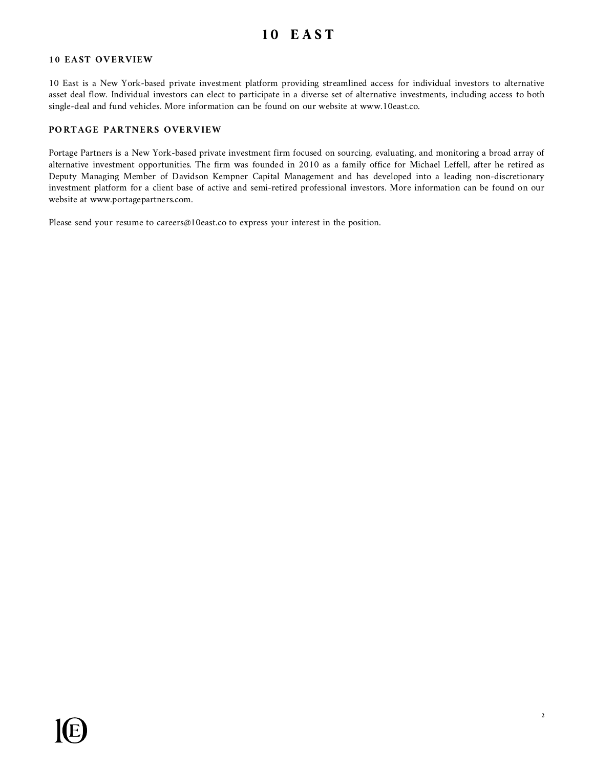# 10 EAST

## 10 EAST OVERVIEW

10 East is a New York-based private investment platform providing streamlined access for individual investors to alternative asset deal flow. Individual investors can elect to participate in a diverse set of alternative investments, including access to both single-deal and fund vehicles. More information can be found on our website at www.10east.co.

## PORTAGE PARTNERS OVERVIEW

Portage Partners is a New York-based private investment firm focused on sourcing, evaluating, and monitoring a broad array of alternative investment opportunities. The firm was founded in 2010 as a family office for Michael Leffell, after he retired as Deputy Managing Member of Davidson Kempner Capital Management and has developed into a leading non-discretionary investment platform for a client base of active and semi-retired professional investors. More information can be found on our website at www.portagepartners.com.

Please send your resume to careers@10east.co to express your interest in the position.